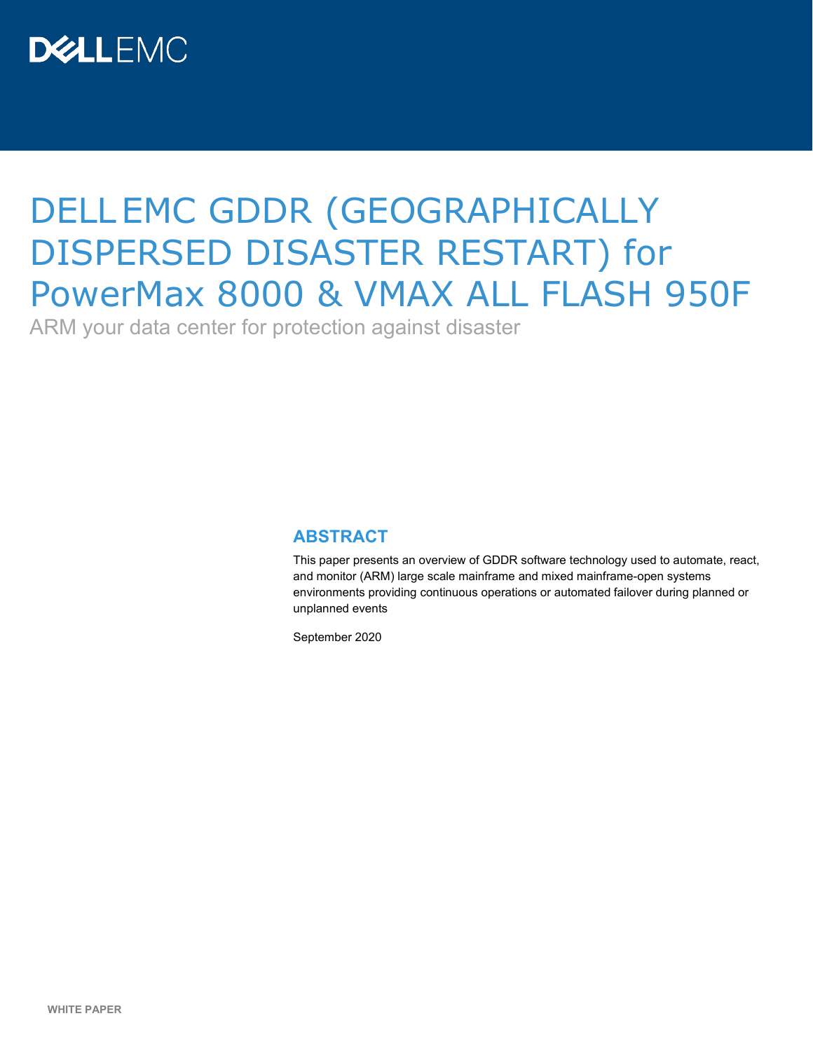DELL EMC

# DELL EMC GDDR (GEOGRAPHICALLY DISPERSED DISASTER RESTART) for PowerMax 8000 & VMAX ALL FLASH 950F

ARM your data center for protection against disaster

## ABSTRACT

This paper presents an overview of GDDR software technology used to automate, react, and monitor (ARM) large scale mainframe and mixed mainframe-open systems environments providing continuous operations or automated failover during planned or unplanned events

September 2020

WHITE PAPER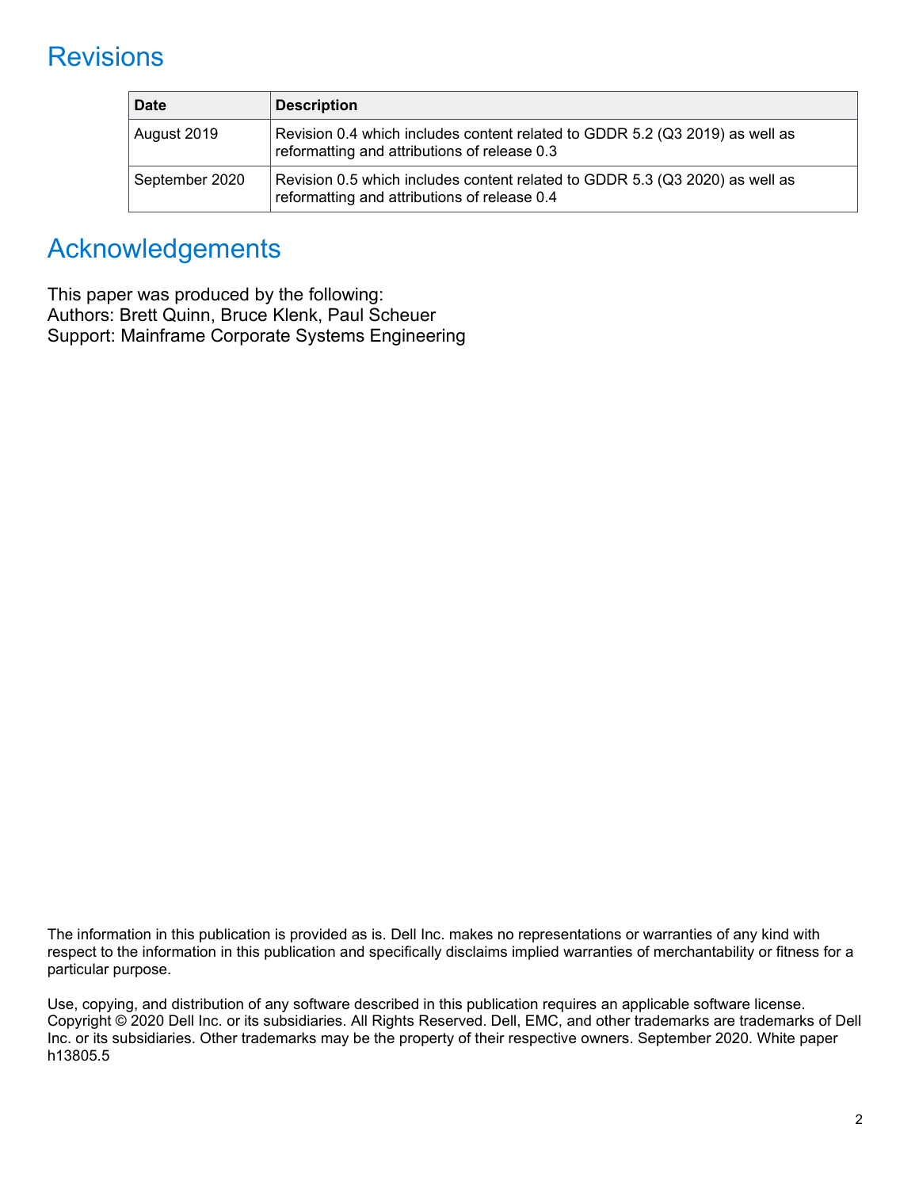## Revisions

| Date | Description |
|---|---|
| August 2019 | Revision 0.4 which includes content related to GDDR 5.2 (Q3 2019) as well as reformatting and attributions of release 0.3 |
| September 2020 | Revision 0.5 which includes content related to GDDR 5.3 (Q3 2020) as well as reformatting and attributions of release 0.4 |

## Acknowledgements

This paper was produced by the following:
Authors: Brett Quinn, Bruce Klenk, Paul Scheuer
Support: Mainframe Corporate Systems Engineering

The information in this publication is provided as is. Dell Inc. makes no representations or warranties of any kind with respect to the information in this publication and specifically disclaims implied warranties of merchantability or fitness for a particular purpose.

Use, copying, and distribution of any software described in this publication requires an applicable software license.
Copyright © 2020 Dell Inc. or its subsidiaries. All Rights Reserved. Dell, EMC, and other trademarks are trademarks of Dell Inc. or its subsidiaries. Other trademarks may be the property of their respective owners. September 2020. White paper h13805.5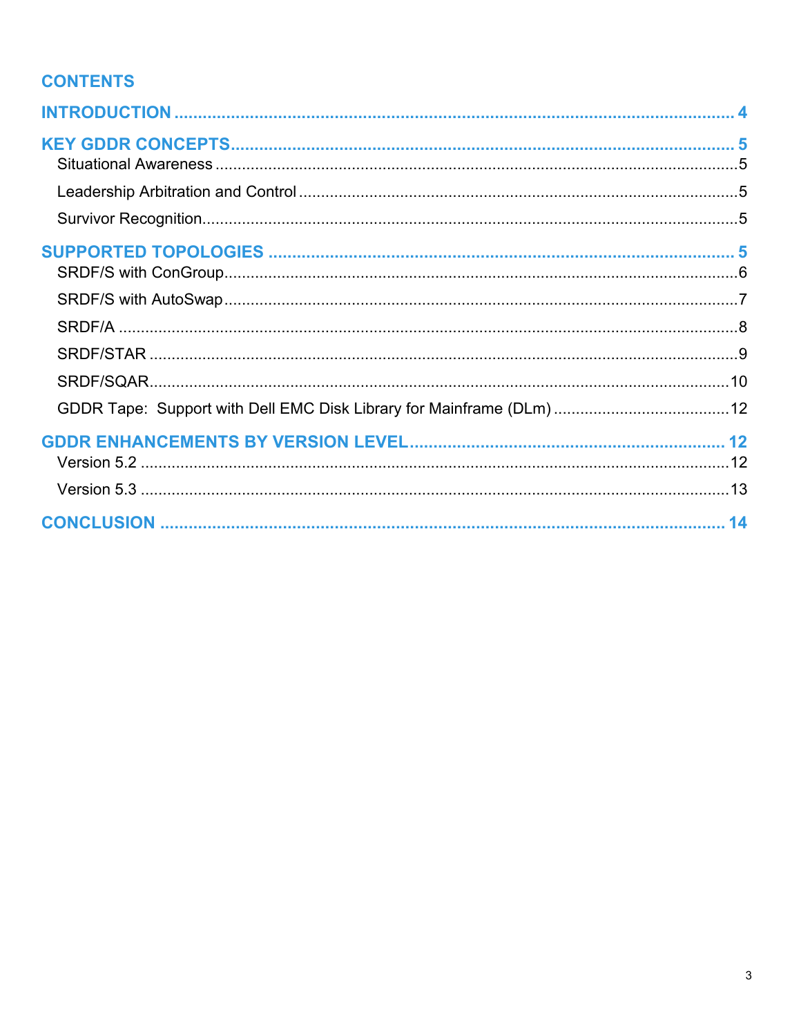# CONTENTS

**INTRODUCTION** .......... **4**

**KEY GDDR CONCEPTS** .......... **5**

- Situational Awareness .......... 5
- Leadership Arbitration and Control .......... 5
- Survivor Recognition .......... 5

**SUPPORTED TOPOLOGIES** .......... **5**

- SRDF/S with ConGroup .......... 6
- SRDF/S with AutoSwap .......... 7
- SRDF/A .......... 8
- SRDF/STAR .......... 9
- SRDF/SQAR .......... 10
- GDDR Tape:  Support with Dell EMC Disk Library for Mainframe (DLm) .......... 12

**GDDR ENHANCEMENTS BY VERSION LEVEL** .......... **12**

- Version 5.2 .......... 12
- Version 5.3 .......... 13

**CONCLUSION** .......... **14**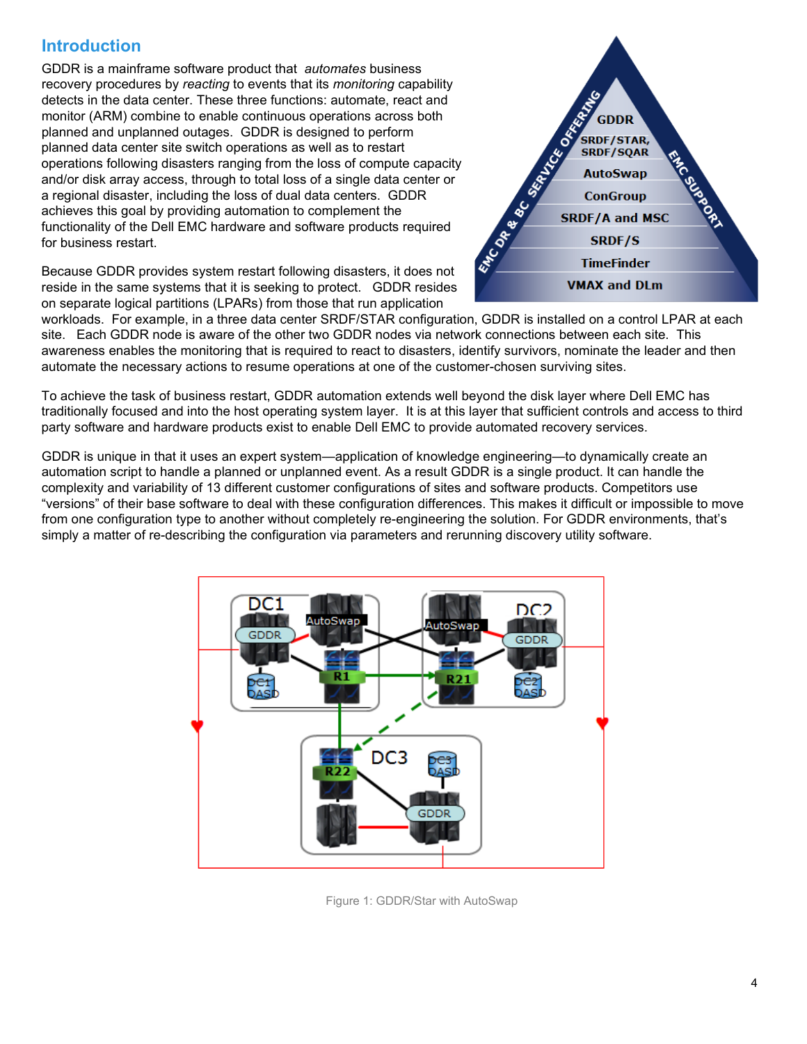## Introduction

GDDR is a mainframe software product that *automates* business recovery procedures by *reacting* to events that its *monitoring* capability detects in the data center. These three functions: automate, react and monitor (ARM) combine to enable continuous operations across both planned and unplanned outages. GDDR is designed to perform planned data center site switch operations as well as to restart operations following disasters ranging from the loss of compute capacity and/or disk array access, through to total loss of a single data center or a regional disaster, including the loss of dual data centers. GDDR achieves this goal by providing automation to complement the functionality of the Dell EMC hardware and software products required for business restart.

EMC DR & BC SERVICE OFFERING
GDDR
SRDF/STAR, SRDF/SQAR
AutoSwap
ConGroup
SRDF/A and MSC
SRDF/S
TimeFinder
VMAX and DLm
EMC SUPPORT

Because GDDR provides system restart following disasters, it does not reside in the same systems that it is seeking to protect. GDDR resides on separate logical partitions (LPARs) from those that run application workloads. For example, in a three data center SRDF/STAR configuration, GDDR is installed on a control LPAR at each site. Each GDDR node is aware of the other two GDDR nodes via network connections between each site. This awareness enables the monitoring that is required to react to disasters, identify survivors, nominate the leader and then automate the necessary actions to resume operations at one of the customer-chosen surviving sites.

To achieve the task of business restart, GDDR automation extends well beyond the disk layer where Dell EMC has traditionally focused and into the host operating system layer. It is at this layer that sufficient controls and access to third party software and hardware products exist to enable Dell EMC to provide automated recovery services.

GDDR is unique in that it uses an expert system—application of knowledge engineering—to dynamically create an automation script to handle a planned or unplanned event. As a result GDDR is a single product. It can handle the complexity and variability of 13 different customer configurations of sites and software products. Competitors use "versions" of their base software to deal with these configuration differences. This makes it difficult or impossible to move from one configuration type to another without completely re-engineering the solution. For GDDR environments, that's simply a matter of re-describing the configuration via parameters and rerunning discovery utility software.

DC1
GDDR
AutoSwap
DC1 DASD
R1
DC2
AutoSwap
GDDR
R21
DC2 DASD
DC3
R22
DC3 DASD
GDDR

Figure 1: GDDR/Star with AutoSwap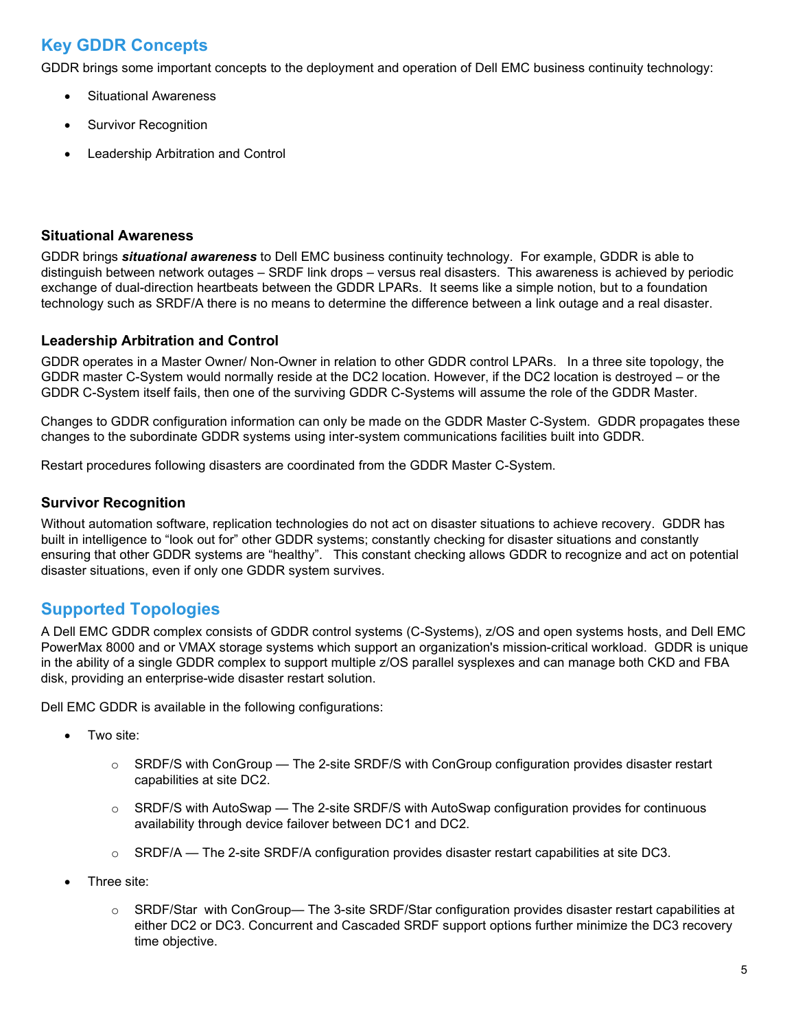## Key GDDR Concepts

GDDR brings some important concepts to the deployment and operation of Dell EMC business continuity technology:

- Situational Awareness
- Survivor Recognition
- Leadership Arbitration and Control

### Situational Awareness

GDDR brings ***situational awareness*** to Dell EMC business continuity technology. For example, GDDR is able to distinguish between network outages – SRDF link drops – versus real disasters. This awareness is achieved by periodic exchange of dual-direction heartbeats between the GDDR LPARs. It seems like a simple notion, but to a foundation technology such as SRDF/A there is no means to determine the difference between a link outage and a real disaster.

### Leadership Arbitration and Control

GDDR operates in a Master Owner/ Non-Owner in relation to other GDDR control LPARs. In a three site topology, the GDDR master C-System would normally reside at the DC2 location. However, if the DC2 location is destroyed – or the GDDR C-System itself fails, then one of the surviving GDDR C-Systems will assume the role of the GDDR Master.

Changes to GDDR configuration information can only be made on the GDDR Master C-System. GDDR propagates these changes to the subordinate GDDR systems using inter-system communications facilities built into GDDR.

Restart procedures following disasters are coordinated from the GDDR Master C-System.

### Survivor Recognition

Without automation software, replication technologies do not act on disaster situations to achieve recovery. GDDR has built in intelligence to "look out for" other GDDR systems; constantly checking for disaster situations and constantly ensuring that other GDDR systems are "healthy". This constant checking allows GDDR to recognize and act on potential disaster situations, even if only one GDDR system survives.

## Supported Topologies

A Dell EMC GDDR complex consists of GDDR control systems (C-Systems), z/OS and open systems hosts, and Dell EMC PowerMax 8000 and or VMAX storage systems which support an organization's mission-critical workload. GDDR is unique in the ability of a single GDDR complex to support multiple z/OS parallel sysplexes and can manage both CKD and FBA disk, providing an enterprise-wide disaster restart solution.

Dell EMC GDDR is available in the following configurations:

- Two site:
  - SRDF/S with ConGroup — The 2-site SRDF/S with ConGroup configuration provides disaster restart capabilities at site DC2.
  - SRDF/S with AutoSwap — The 2-site SRDF/S with AutoSwap configuration provides for continuous availability through device failover between DC1 and DC2.
  - SRDF/A — The 2-site SRDF/A configuration provides disaster restart capabilities at site DC3.
- Three site:
  - SRDF/Star with ConGroup— The 3-site SRDF/Star configuration provides disaster restart capabilities at either DC2 or DC3. Concurrent and Cascaded SRDF support options further minimize the DC3 recovery time objective.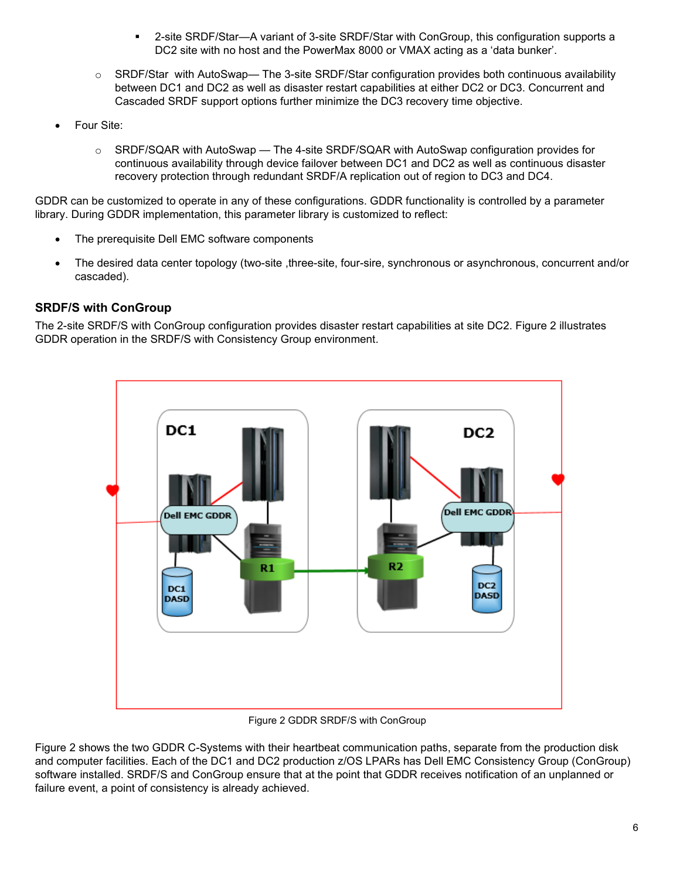- 2-site SRDF/Star—A variant of 3-site SRDF/Star with ConGroup, this configuration supports a DC2 site with no host and the PowerMax 8000 or VMAX acting as a 'data bunker'.

  - SRDF/Star with AutoSwap— The 3-site SRDF/Star configuration provides both continuous availability between DC1 and DC2 as well as disaster restart capabilities at either DC2 or DC3. Concurrent and Cascaded SRDF support options further minimize the DC3 recovery time objective.

- Four Site:
  - SRDF/SQAR with AutoSwap — The 4-site SRDF/SQAR with AutoSwap configuration provides for continuous availability through device failover between DC1 and DC2 as well as continuous disaster recovery protection through redundant SRDF/A replication out of region to DC3 and DC4.

GDDR can be customized to operate in any of these configurations. GDDR functionality is controlled by a parameter library. During GDDR implementation, this parameter library is customized to reflect:

- The prerequisite Dell EMC software components
- The desired data center topology (two-site ,three-site, four-sire, synchronous or asynchronous, concurrent and/or cascaded).

### SRDF/S with ConGroup

The 2-site SRDF/S with ConGroup configuration provides disaster restart capabilities at site DC2. Figure 2 illustrates GDDR operation in the SRDF/S with Consistency Group environment.

DC1
Dell EMC GDDR
DC1 DASD
R1
DC2
Dell EMC GDDR
DC2 DASD
R2

Figure 2 GDDR SRDF/S with ConGroup

Figure 2 shows the two GDDR C-Systems with their heartbeat communication paths, separate from the production disk and computer facilities. Each of the DC1 and DC2 production z/OS LPARs has Dell EMC Consistency Group (ConGroup) software installed. SRDF/S and ConGroup ensure that at the point that GDDR receives notification of an unplanned or failure event, a point of consistency is already achieved.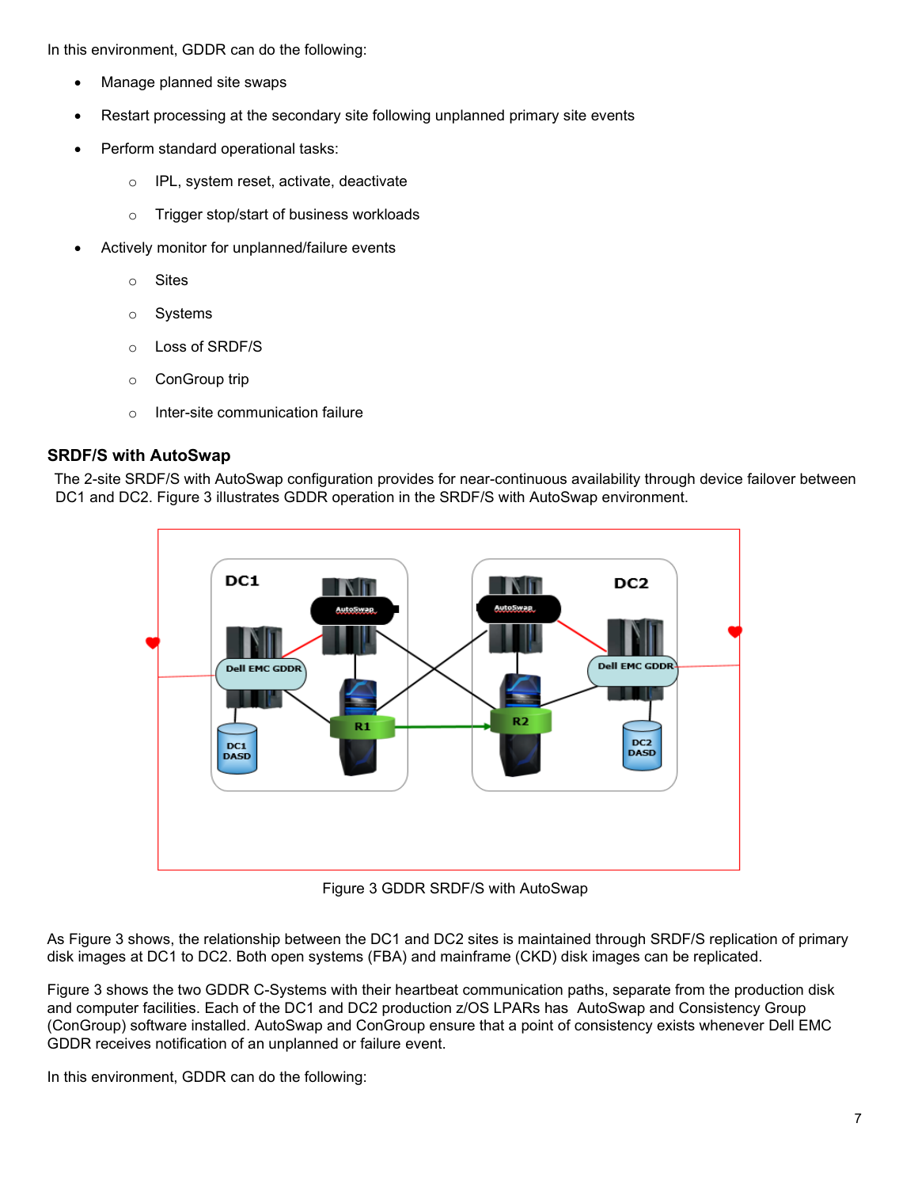In this environment, GDDR can do the following:

- Manage planned site swaps
- Restart processing at the secondary site following unplanned primary site events
- Perform standard operational tasks:
  - IPL, system reset, activate, deactivate
  - Trigger stop/start of business workloads
- Actively monitor for unplanned/failure events
  - Sites
  - Systems
  - Loss of SRDF/S
  - ConGroup trip
  - Inter-site communication failure

### SRDF/S with AutoSwap

The 2-site SRDF/S with AutoSwap configuration provides for near-continuous availability through device failover between DC1 and DC2. Figure 3 illustrates GDDR operation in the SRDF/S with AutoSwap environment.

DC1
AutoSwap
Dell EMC GDDR
DC1 DASD
R1
DC2
AutoSwap
Dell EMC GDDR
DC2 DASD
R2

Figure 3 GDDR SRDF/S with AutoSwap

As Figure 3 shows, the relationship between the DC1 and DC2 sites is maintained through SRDF/S replication of primary disk images at DC1 to DC2. Both open systems (FBA) and mainframe (CKD) disk images can be replicated.

Figure 3 shows the two GDDR C-Systems with their heartbeat communication paths, separate from the production disk and computer facilities. Each of the DC1 and DC2 production z/OS LPARs has AutoSwap and Consistency Group (ConGroup) software installed. AutoSwap and ConGroup ensure that a point of consistency exists whenever Dell EMC GDDR receives notification of an unplanned or failure event.

In this environment, GDDR can do the following: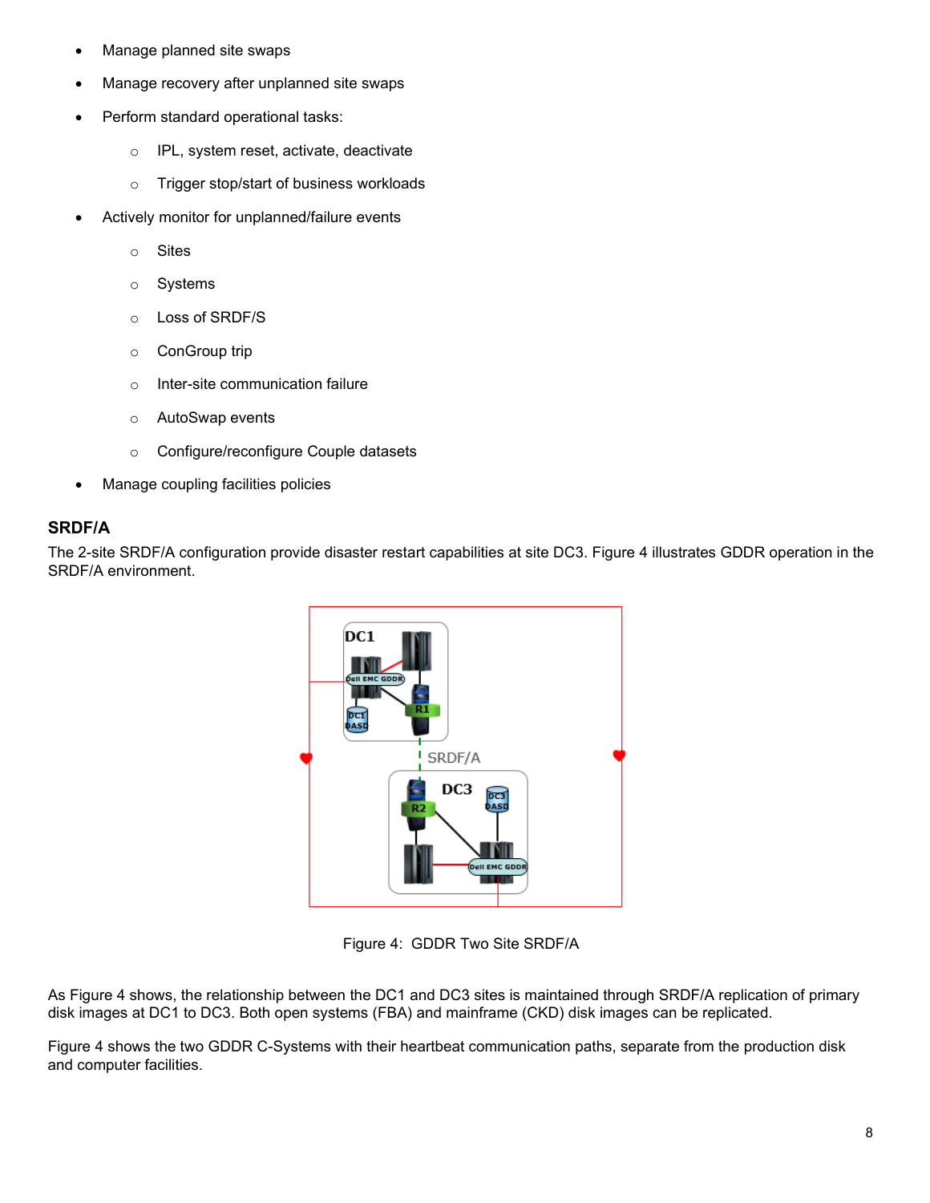- Manage planned site swaps
- Manage recovery after unplanned site swaps
- Perform standard operational tasks:
  - IPL, system reset, activate, deactivate
  - Trigger stop/start of business workloads
- Actively monitor for unplanned/failure events
  - Sites
  - Systems
  - Loss of SRDF/S
  - ConGroup trip
  - Inter-site communication failure
  - AutoSwap events
  - Configure/reconfigure Couple datasets
- Manage coupling facilities policies

## SRDF/A

The 2-site SRDF/A configuration provide disaster restart capabilities at site DC3. Figure 4 illustrates GDDR operation in the SRDF/A environment.

DC1
Dell EMC GDDR
DC1 DASD
R1
SRDF/A
DC3
R2
DC3 DASD
Dell EMC GDDR

Figure 4: GDDR Two Site SRDF/A

As Figure 4 shows, the relationship between the DC1 and DC3 sites is maintained through SRDF/A replication of primary disk images at DC1 to DC3. Both open systems (FBA) and mainframe (CKD) disk images can be replicated.

Figure 4 shows the two GDDR C-Systems with their heartbeat communication paths, separate from the production disk and computer facilities.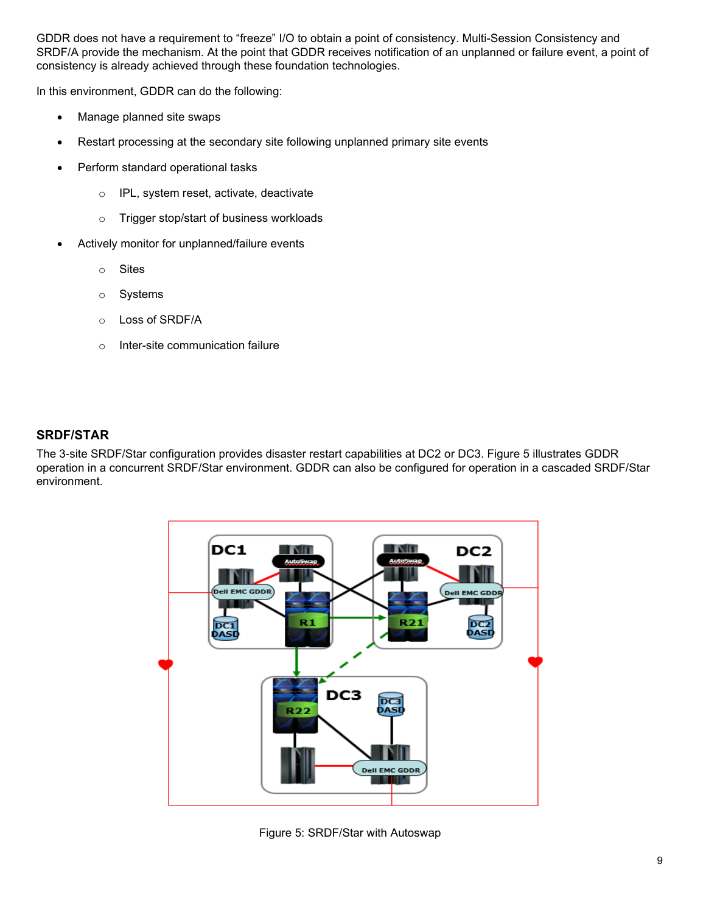GDDR does not have a requirement to “freeze” I/O to obtain a point of consistency. Multi-Session Consistency and SRDF/A provide the mechanism. At the point that GDDR receives notification of an unplanned or failure event, a point of consistency is already achieved through these foundation technologies.

In this environment, GDDR can do the following:

- Manage planned site swaps
- Restart processing at the secondary site following unplanned primary site events
- Perform standard operational tasks
  - IPL, system reset, activate, deactivate
  - Trigger stop/start of business workloads
- Actively monitor for unplanned/failure events
  - Sites
  - Systems
  - Loss of SRDF/A
  - Inter-site communication failure

## SRDF/STAR

The 3-site SRDF/Star configuration provides disaster restart capabilities at DC2 or DC3. Figure 5 illustrates GDDR operation in a concurrent SRDF/Star environment. GDDR can also be configured for operation in a cascaded SRDF/Star environment.

DC1
AutoSwap
Dell EMC GDDR
DC1 DASD
R1
DC2
AutoSwap
Dell EMC GDDR
DC2 DASD
R21
DC3
R22
DC3 DASD
Dell EMC GDDR

Figure 5: SRDF/Star with Autoswap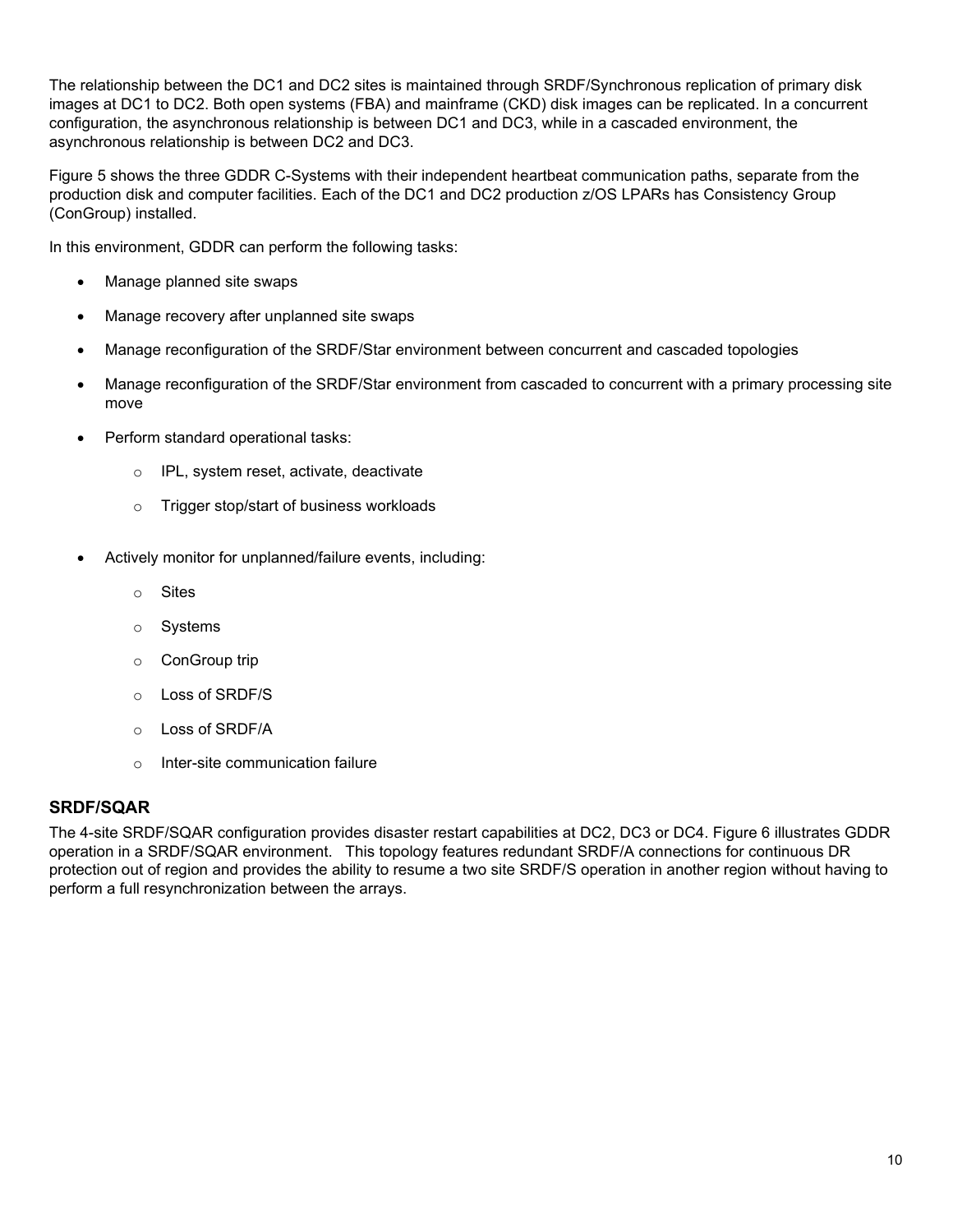The relationship between the DC1 and DC2 sites is maintained through SRDF/Synchronous replication of primary disk images at DC1 to DC2. Both open systems (FBA) and mainframe (CKD) disk images can be replicated. In a concurrent configuration, the asynchronous relationship is between DC1 and DC3, while in a cascaded environment, the asynchronous relationship is between DC2 and DC3.

Figure 5 shows the three GDDR C-Systems with their independent heartbeat communication paths, separate from the production disk and computer facilities. Each of the DC1 and DC2 production z/OS LPARs has Consistency Group (ConGroup) installed.

In this environment, GDDR can perform the following tasks:

- Manage planned site swaps
- Manage recovery after unplanned site swaps
- Manage reconfiguration of the SRDF/Star environment between concurrent and cascaded topologies
- Manage reconfiguration of the SRDF/Star environment from cascaded to concurrent with a primary processing site move
- Perform standard operational tasks:
  - IPL, system reset, activate, deactivate
  - Trigger stop/start of business workloads
- Actively monitor for unplanned/failure events, including:
  - Sites
  - Systems
  - ConGroup trip
  - Loss of SRDF/S
  - Loss of SRDF/A
  - Inter-site communication failure

## SRDF/SQAR

The 4-site SRDF/SQAR configuration provides disaster restart capabilities at DC2, DC3 or DC4. Figure 6 illustrates GDDR operation in a SRDF/SQAR environment. This topology features redundant SRDF/A connections for continuous DR protection out of region and provides the ability to resume a two site SRDF/S operation in another region without having to perform a full resynchronization between the arrays.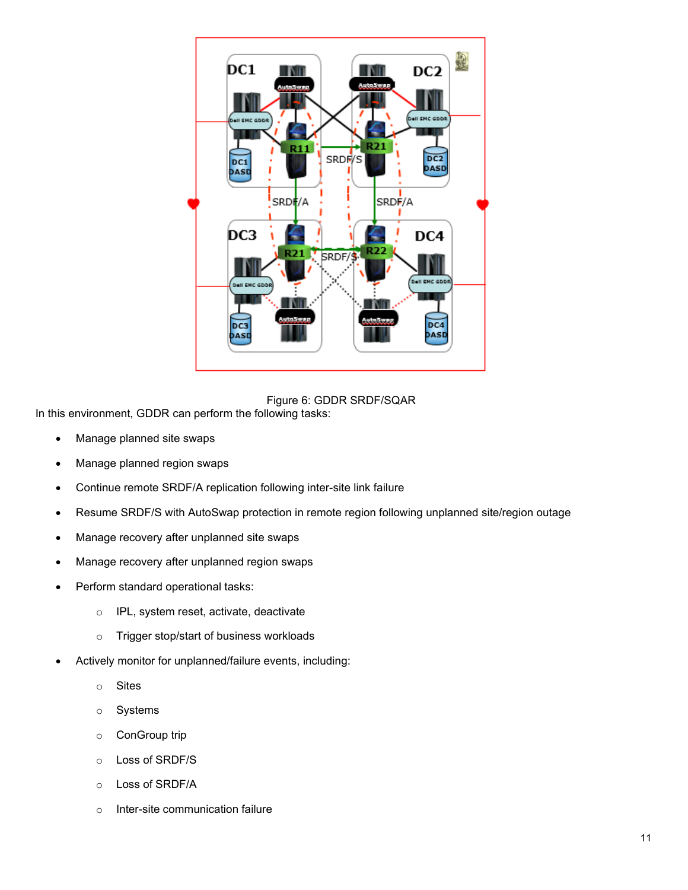Figure 6: GDDR SRDF/SQAR

In this environment, GDDR can perform the following tasks:

- Manage planned site swaps
- Manage planned region swaps
- Continue remote SRDF/A replication following inter-site link failure
- Resume SRDF/S with AutoSwap protection in remote region following unplanned site/region outage
- Manage recovery after unplanned site swaps
- Manage recovery after unplanned region swaps
- Perform standard operational tasks:
  - IPL, system reset, activate, deactivate
  - Trigger stop/start of business workloads
- Actively monitor for unplanned/failure events, including:
  - Sites
  - Systems
  - ConGroup trip
  - Loss of SRDF/S
  - Loss of SRDF/A
  - Inter-site communication failure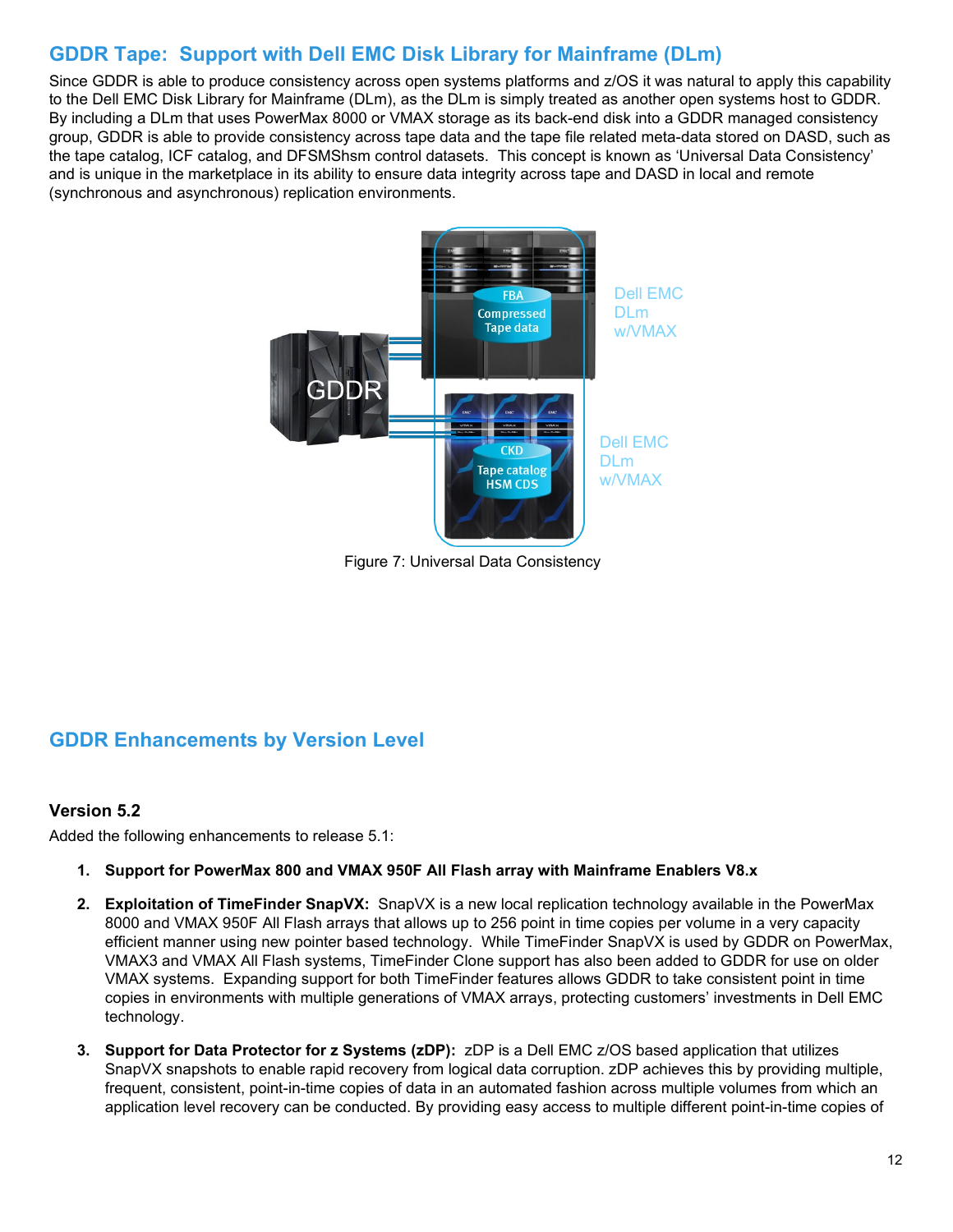## GDDR Tape: Support with Dell EMC Disk Library for Mainframe (DLm)

Since GDDR is able to produce consistency across open systems platforms and z/OS it was natural to apply this capability to the Dell EMC Disk Library for Mainframe (DLm), as the DLm is simply treated as another open systems host to GDDR. By including a DLm that uses PowerMax 8000 or VMAX storage as its back-end disk into a GDDR managed consistency group, GDDR is able to provide consistency across tape data and the tape file related meta-data stored on DASD, such as the tape catalog, ICF catalog, and DFSMShsm control datasets. This concept is known as 'Universal Data Consistency' and is unique in the marketplace in its ability to ensure data integrity across tape and DASD in local and remote (synchronous and asynchronous) replication environments.

GDDR

FBA
Compressed
Tape data

Dell EMC
DLm
w/VMAX

CKD
Tape catalog
HSM CDS

Dell EMC
DLm
w/VMAX

Figure 7: Universal Data Consistency

## GDDR Enhancements by Version Level

### Version 5.2

Added the following enhancements to release 5.1:

1. **Support for PowerMax 800 and VMAX 950F All Flash array with Mainframe Enablers V8.x**
2. **Exploitation of TimeFinder SnapVX:** SnapVX is a new local replication technology available in the PowerMax 8000 and VMAX 950F All Flash arrays that allows up to 256 point in time copies per volume in a very capacity efficient manner using new pointer based technology. While TimeFinder SnapVX is used by GDDR on PowerMax, VMAX3 and VMAX All Flash systems, TimeFinder Clone support has also been added to GDDR for use on older VMAX systems. Expanding support for both TimeFinder features allows GDDR to take consistent point in time copies in environments with multiple generations of VMAX arrays, protecting customers' investments in Dell EMC technology.
3. **Support for Data Protector for z Systems (zDP):** zDP is a Dell EMC z/OS based application that utilizes SnapVX snapshots to enable rapid recovery from logical data corruption. zDP achieves this by providing multiple, frequent, consistent, point-in-time copies of data in an automated fashion across multiple volumes from which an application level recovery can be conducted. By providing easy access to multiple different point-in-time copies of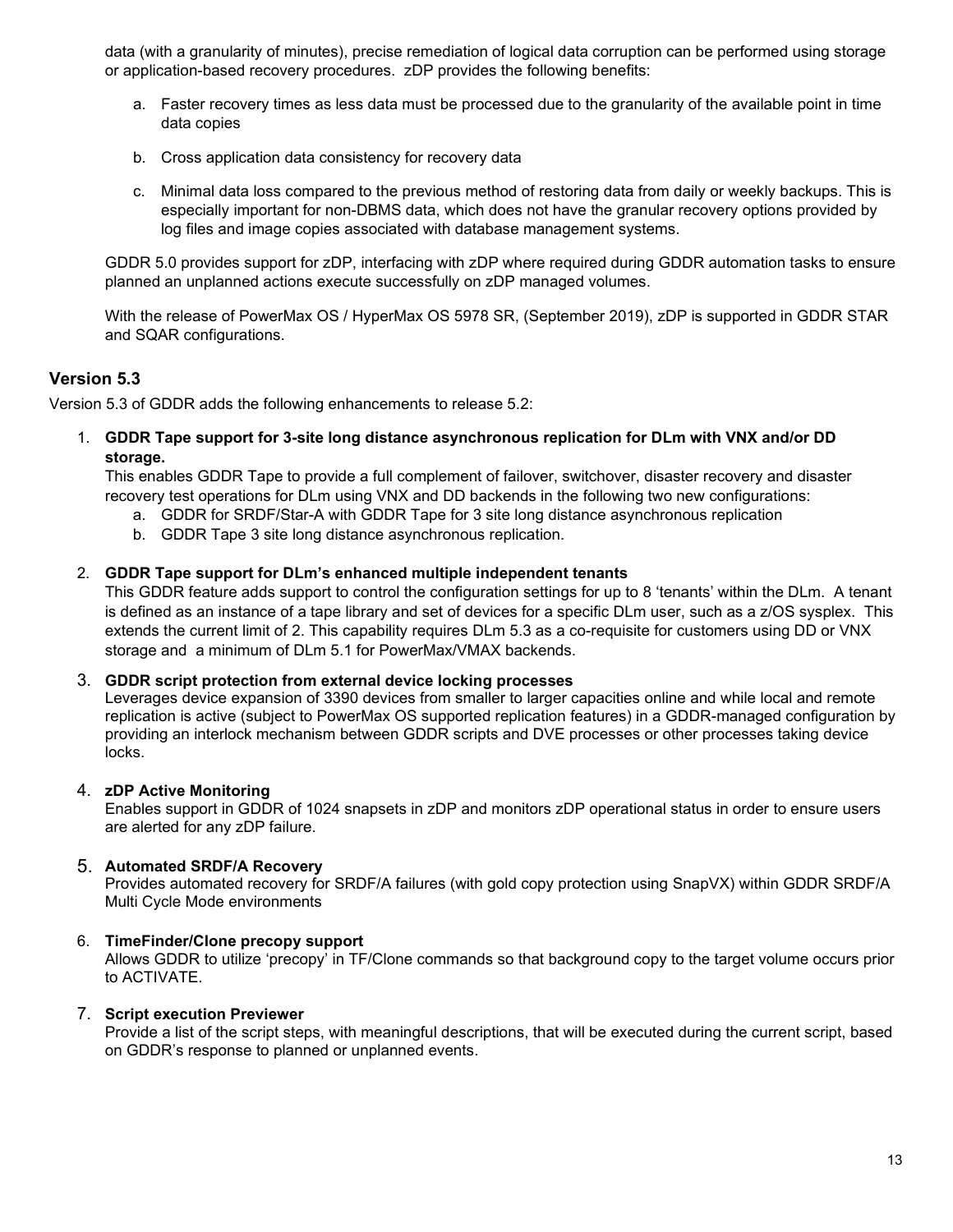data (with a granularity of minutes), precise remediation of logical data corruption can be performed using storage or application-based recovery procedures. zDP provides the following benefits:

a. Faster recovery times as less data must be processed due to the granularity of the available point in time data copies

b. Cross application data consistency for recovery data

c. Minimal data loss compared to the previous method of restoring data from daily or weekly backups. This is especially important for non-DBMS data, which does not have the granular recovery options provided by log files and image copies associated with database management systems.

GDDR 5.0 provides support for zDP, interfacing with zDP where required during GDDR automation tasks to ensure planned an unplanned actions execute successfully on zDP managed volumes.

With the release of PowerMax OS / HyperMax OS 5978 SR, (September 2019), zDP is supported in GDDR STAR and SQAR configurations.

## Version 5.3

Version 5.3 of GDDR adds the following enhancements to release 5.2:

1. **GDDR Tape support for 3-site long distance asynchronous replication for DLm with VNX and/or DD storage.**
   This enables GDDR Tape to provide a full complement of failover, switchover, disaster recovery and disaster recovery test operations for DLm using VNX and DD backends in the following two new configurations:
   a. GDDR for SRDF/Star-A with GDDR Tape for 3 site long distance asynchronous replication
   b. GDDR Tape 3 site long distance asynchronous replication.

2. **GDDR Tape support for DLm's enhanced multiple independent tenants**
   This GDDR feature adds support to control the configuration settings for up to 8 'tenants' within the DLm. A tenant is defined as an instance of a tape library and set of devices for a specific DLm user, such as a z/OS sysplex. This extends the current limit of 2. This capability requires DLm 5.3 as a co-requisite for customers using DD or VNX storage and a minimum of DLm 5.1 for PowerMax/VMAX backends.

3. **GDDR script protection from external device locking processes**
   Leverages device expansion of 3390 devices from smaller to larger capacities online and while local and remote replication is active (subject to PowerMax OS supported replication features) in a GDDR-managed configuration by providing an interlock mechanism between GDDR scripts and DVE processes or other processes taking device locks.

4. **zDP Active Monitoring**
   Enables support in GDDR of 1024 snapsets in zDP and monitors zDP operational status in order to ensure users are alerted for any zDP failure.

5. **Automated SRDF/A Recovery**
   Provides automated recovery for SRDF/A failures (with gold copy protection using SnapVX) within GDDR SRDF/A Multi Cycle Mode environments

6. **TimeFinder/Clone precopy support**
   Allows GDDR to utilize 'precopy' in TF/Clone commands so that background copy to the target volume occurs prior to ACTIVATE.

7. **Script execution Previewer**
   Provide a list of the script steps, with meaningful descriptions, that will be executed during the current script, based on GDDR's response to planned or unplanned events.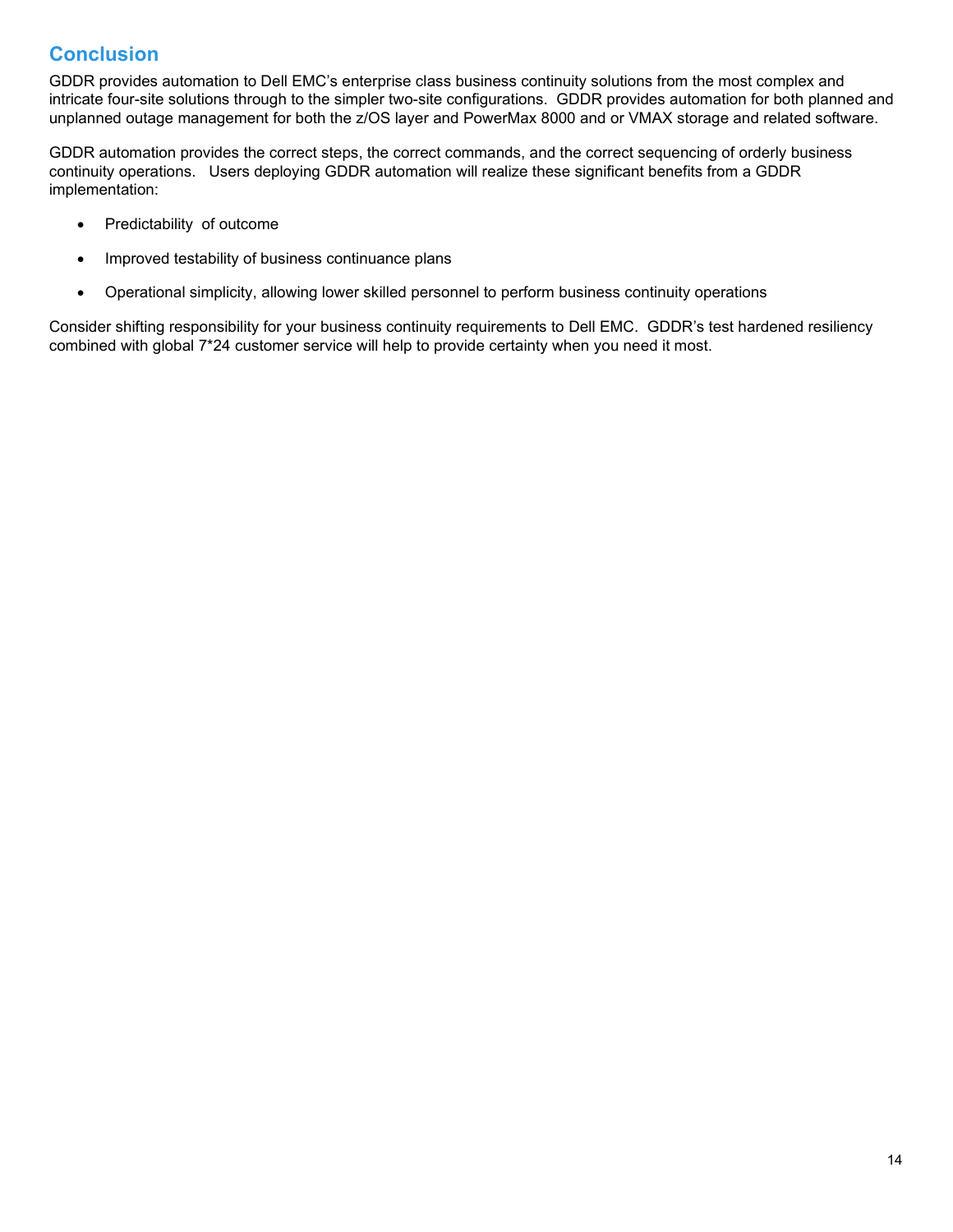## Conclusion

GDDR provides automation to Dell EMC's enterprise class business continuity solutions from the most complex and intricate four-site solutions through to the simpler two-site configurations. GDDR provides automation for both planned and unplanned outage management for both the z/OS layer and PowerMax 8000 and or VMAX storage and related software.

GDDR automation provides the correct steps, the correct commands, and the correct sequencing of orderly business continuity operations. Users deploying GDDR automation will realize these significant benefits from a GDDR implementation:

- Predictability of outcome
- Improved testability of business continuance plans
- Operational simplicity, allowing lower skilled personnel to perform business continuity operations

Consider shifting responsibility for your business continuity requirements to Dell EMC. GDDR's test hardened resiliency combined with global 7*24 customer service will help to provide certainty when you need it most.